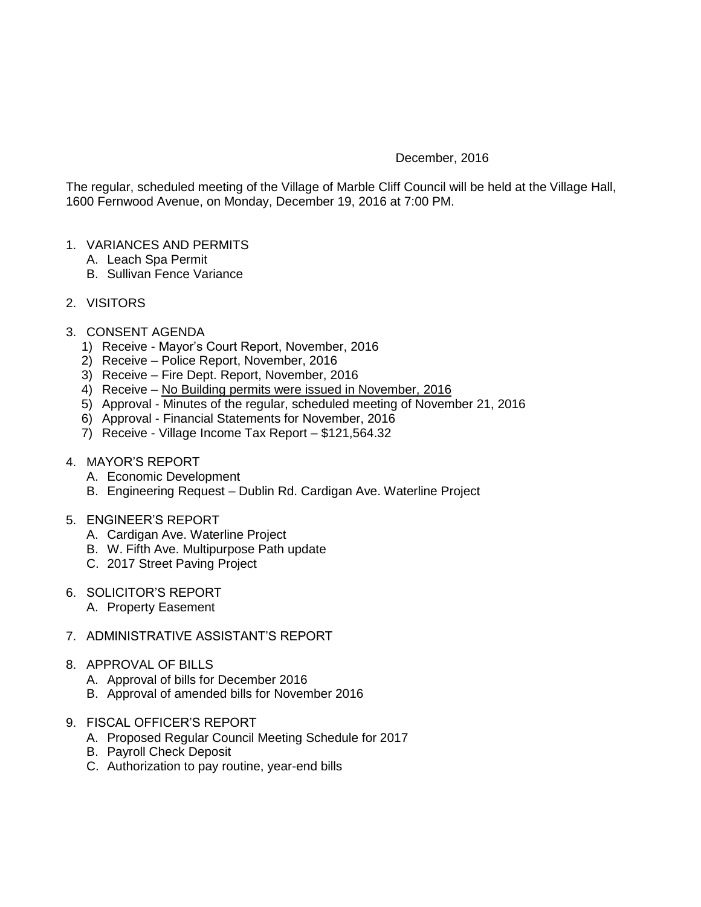December, 2016

The regular, scheduled meeting of the Village of Marble Cliff Council will be held at the Village Hall, 1600 Fernwood Avenue, on Monday, December 19, 2016 at 7:00 PM.

1. VARIANCES AND PERMITS
   A. Leach Spa Permit
   B. Sullivan Fence Variance

2. VISITORS

3. CONSENT AGENDA
   1) Receive - Mayor's Court Report, November, 2016
   2) Receive – Police Report, November, 2016
   3) Receive – Fire Dept. Report, November, 2016
   4) Receive – <u>No Building permits were issued in November, 2016</u>
   5) Approval - Minutes of the regular, scheduled meeting of November 21, 2016
   6) Approval - Financial Statements for November, 2016
   7) Receive - Village Income Tax Report – $121,564.32

4. MAYOR'S REPORT
   A. Economic Development
   B. Engineering Request – Dublin Rd. Cardigan Ave. Waterline Project

5. ENGINEER'S REPORT
   A. Cardigan Ave. Waterline Project
   B. W. Fifth Ave. Multipurpose Path update
   C. 2017 Street Paving Project

6. SOLICITOR'S REPORT
   A. Property Easement

7. ADMINISTRATIVE ASSISTANT'S REPORT

8. APPROVAL OF BILLS
   A. Approval of bills for December 2016
   B. Approval of amended bills for November 2016

9. FISCAL OFFICER'S REPORT
   A. Proposed Regular Council Meeting Schedule for 2017
   B. Payroll Check Deposit
   C. Authorization to pay routine, year-end bills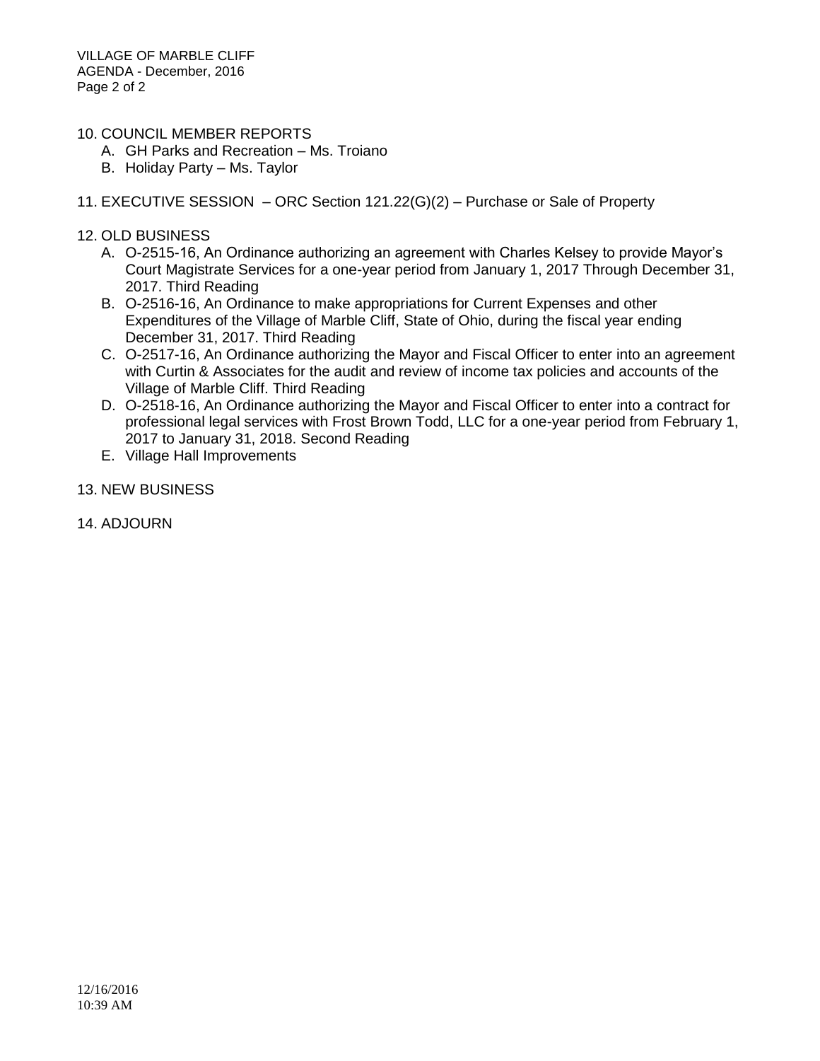10. COUNCIL MEMBER REPORTS
    A. GH Parks and Recreation – Ms. Troiano
    B. Holiday Party – Ms. Taylor

11. EXECUTIVE SESSION – ORC Section 121.22(G)(2) – Purchase or Sale of Property

12. OLD BUSINESS
    A. O-2515-16, An Ordinance authorizing an agreement with Charles Kelsey to provide Mayor's Court Magistrate Services for a one-year period from January 1, 2017 Through December 31, 2017. Third Reading
    B. O-2516-16, An Ordinance to make appropriations for Current Expenses and other Expenditures of the Village of Marble Cliff, State of Ohio, during the fiscal year ending December 31, 2017. Third Reading
    C. O-2517-16, An Ordinance authorizing the Mayor and Fiscal Officer to enter into an agreement with Curtin & Associates for the audit and review of income tax policies and accounts of the Village of Marble Cliff. Third Reading
    D. O-2518-16, An Ordinance authorizing the Mayor and Fiscal Officer to enter into a contract for professional legal services with Frost Brown Todd, LLC for a one-year period from February 1, 2017 to January 31, 2018. Second Reading
    E. Village Hall Improvements

13. NEW BUSINESS

14. ADJOURN

12/16/2016
10:39 AM